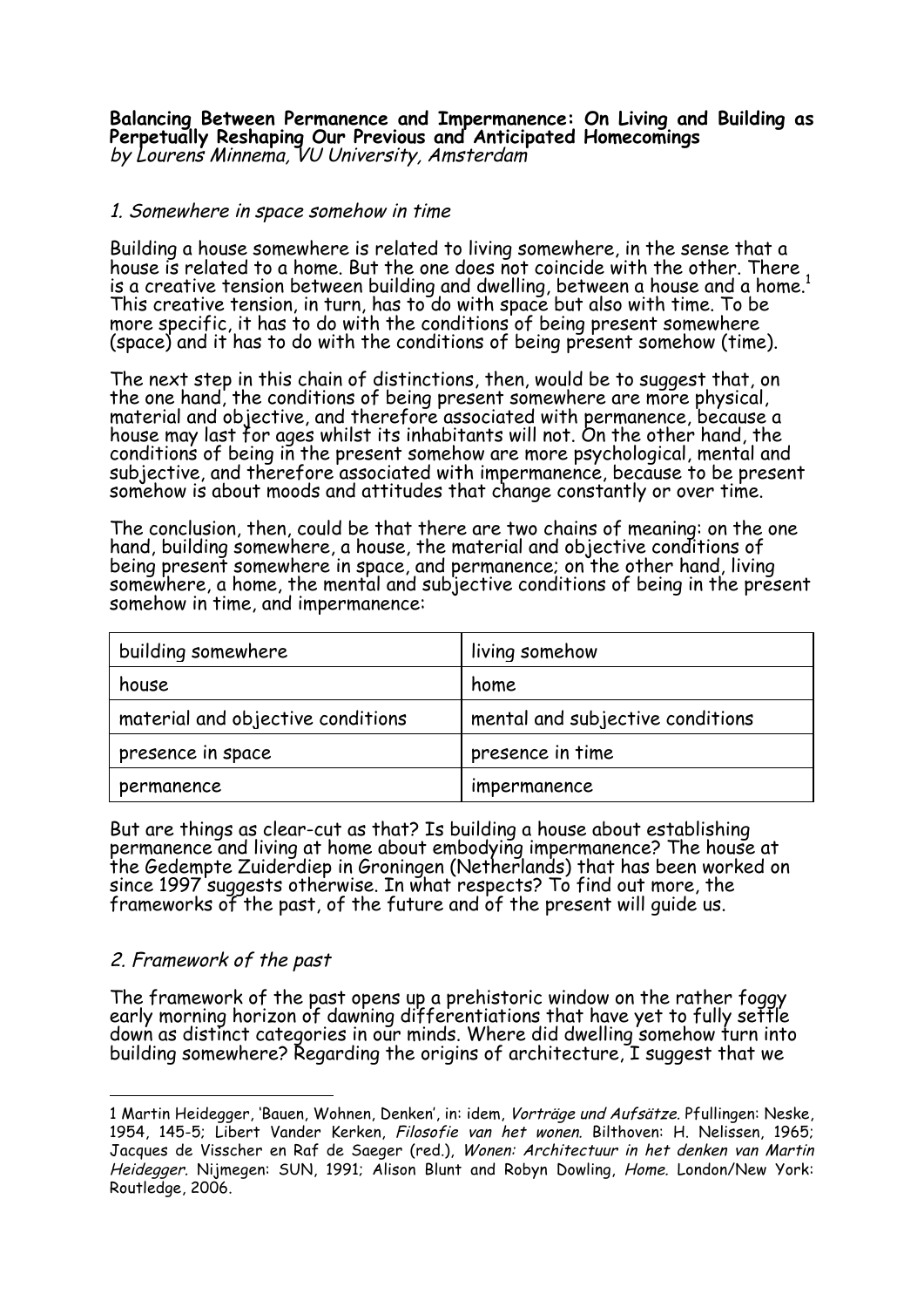**Balancing Between Permanence and Impermanence: On Living and Building as Perpetually Reshaping Our Previous and Anticipated Homecomings**
*by Lourens Minnema, VU University, Amsterdam*

## *1. Somewhere in space somehow in time*

Building a house somewhere is related to living somewhere, in the sense that a house is related to a home. But the one does not coincide with the other. There is a creative tension between building and dwelling, between a house and a home.[1] This creative tension, in turn, has to do with space but also with time. To be more specific, it has to do with the conditions of being present somewhere (space) and it has to do with the conditions of being present somehow (time).

The next step in this chain of distinctions, then, would be to suggest that, on the one hand, the conditions of being present somewhere are more physical, material and objective, and therefore associated with permanence, because a house may last for ages whilst its inhabitants will not. On the other hand, the conditions of being in the present somehow are more psychological, mental and subjective, and therefore associated with impermanence, because to be present somehow is about moods and attitudes that change constantly or over time.

The conclusion, then, could be that there are two chains of meaning: on the one hand, building somewhere, a house, the material and objective conditions of being present somewhere in space, and permanence; on the other hand, living somewhere, a home, the mental and subjective conditions of being in the present somehow in time, and impermanence:

| building somewhere | living somehow |
|---|---|
| house | home |
| material and objective conditions | mental and subjective conditions |
| presence in space | presence in time |
| permanence | impermanence |

But are things as clear-cut as that? Is building a house about establishing permanence and living at home about embodying impermanence? The house at the Gedempte Zuiderdiep in Groningen (Netherlands) that has been worked on since 1997 suggests otherwise. In what respects? To find out more, the frameworks of the past, of the future and of the present will guide us.

## *2. Framework of the past*

The framework of the past opens up a prehistoric window on the rather foggy early morning horizon of dawning differentiations that have yet to fully settle down as distinct categories in our minds. Where did dwelling somehow turn into building somewhere? Regarding the origins of architecture, I suggest that we

---

1 Martin Heidegger, 'Bauen, Wohnen, Denken', in: idem, *Vorträge und Aufsätze.* Pfullingen: Neske, 1954, 145-5; Libert Vander Kerken, *Filosofie van het wonen.* Bilthoven: H. Nelissen, 1965; Jacques de Visscher en Raf de Saeger (red.), *Wonen: Architectuur in het denken van Martin Heidegger.* Nijmegen: SUN, 1991; Alison Blunt and Robyn Dowling, *Home.* London/New York: Routledge, 2006.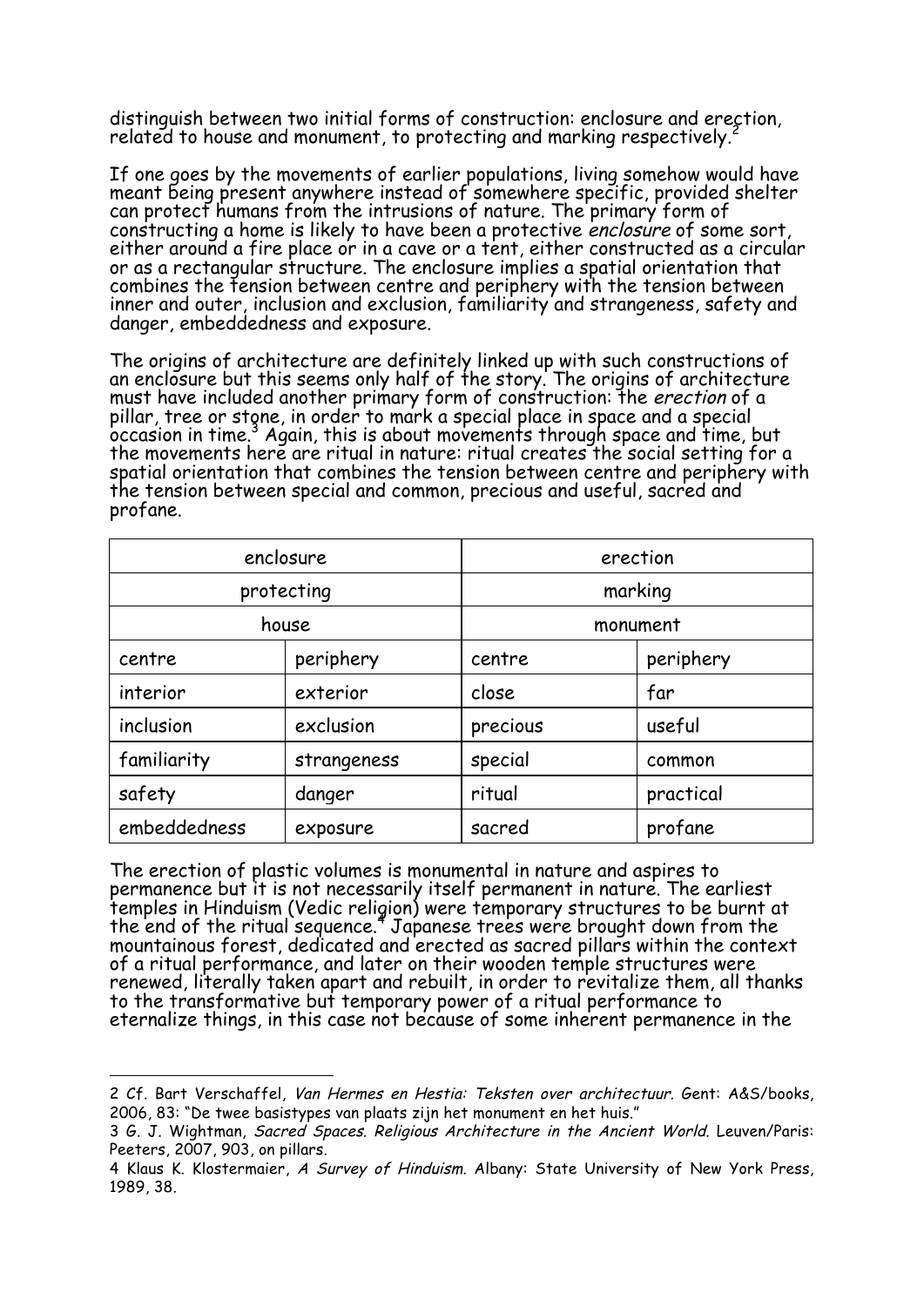distinguish between two initial forms of construction: enclosure and erection, related to house and monument, to protecting and marking respectively.[2]

If one goes by the movements of earlier populations, living somehow would have meant being present anywhere instead of somewhere specific, provided shelter can protect humans from the intrusions of nature. The primary form of constructing a home is likely to have been a protective *enclosure* of some sort, either around a fire place or in a cave or a tent, either constructed as a circular or as a rectangular structure. The enclosure implies a spatial orientation that combines the tension between centre and periphery with the tension between inner and outer, inclusion and exclusion, familiarity and strangeness, safety and danger, embeddedness and exposure.

The origins of architecture are definitely linked up with such constructions of an enclosure but this seems only half of the story. The origins of architecture must have included another primary form of construction: the *erection* of a pillar, tree or stone, in order to mark a special place in space and a special occasion in time.[3] Again, this is about movements through space and time, but the movements here are ritual in nature: ritual creates the social setting for a spatial orientation that combines the tension between centre and periphery with the tension between special and common, precious and useful, sacred and profane.

| enclosure | | erection | |
|---|---|---|---|
| protecting | | marking | |
| house | | monument | |
| centre | periphery | centre | periphery |
| interior | exterior | close | far |
| inclusion | exclusion | precious | useful |
| familiarity | strangeness | special | common |
| safety | danger | ritual | practical |
| embeddedness | exposure | sacred | profane |

The erection of plastic volumes is monumental in nature and aspires to permanence but it is not necessarily itself permanent in nature. The earliest temples in Hinduism (Vedic religion) were temporary structures to be burnt at the end of the ritual sequence.[4] Japanese trees were brought down from the mountainous forest, dedicated and erected as sacred pillars within the context of a ritual performance, and later on their wooden temple structures were renewed, literally taken apart and rebuilt, in order to revitalize them, all thanks to the transformative but temporary power of a ritual performance to eternalize things, in this case not because of some inherent permanence in the

---

2 Cf. Bart Verschaffel, *Van Hermes en Hestia: Teksten over architectuur.* Gent: A&S/books, 2006, 83: "De twee basistypes van plaats zijn het monument en het huis."

3 G. J. Wightman, *Sacred Spaces. Religious Architecture in the Ancient World.* Leuven/Paris: Peeters, 2007, 903, on pillars.

4 Klaus K. Klostermaier, *A Survey of Hinduism.* Albany: State University of New York Press, 1989, 38.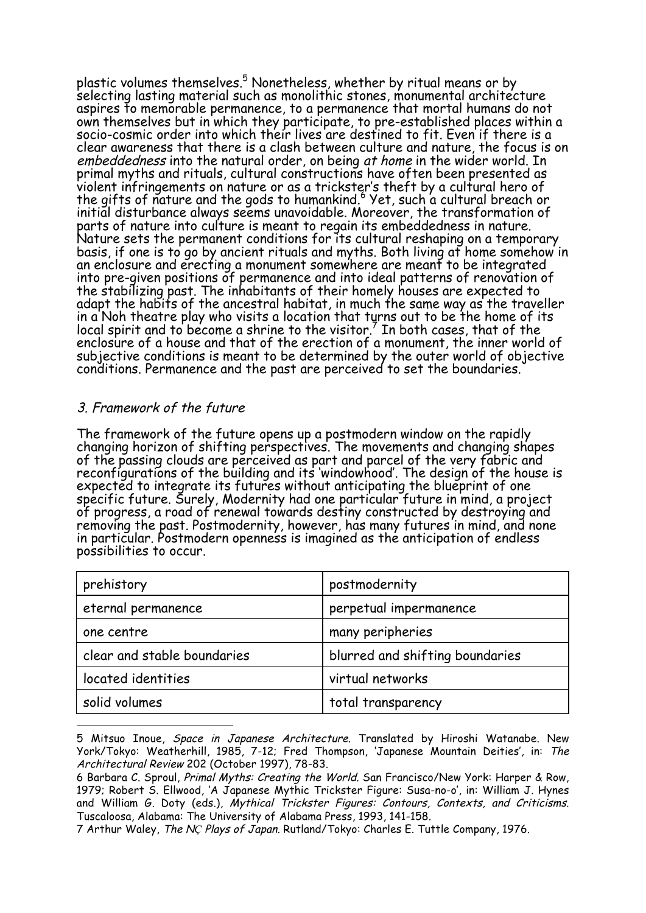plastic volumes themselves.[5] Nonetheless, whether by ritual means or by selecting lasting material such as monolithic stones, monumental architecture aspires to memorable permanence, to a permanence that mortal humans do not own themselves but in which they participate, to pre-established places within a socio-cosmic order into which their lives are destined to fit. Even if there is a clear awareness that there is a clash between culture and nature, the focus is on *embeddedness* into the natural order, on being *at home* in the wider world. In primal myths and rituals, cultural constructions have often been presented as violent infringements on nature or as a trickster's theft by a cultural hero of the gifts of nature and the gods to humankind.[6] Yet, such a cultural breach or initial disturbance always seems unavoidable. Moreover, the transformation of parts of nature into culture is meant to regain its embeddedness in nature. Nature sets the permanent conditions for its cultural reshaping on a temporary basis, if one is to go by ancient rituals and myths. Both living at home somehow in an enclosure and erecting a monument somewhere are meant to be integrated into pre-given positions of permanence and into ideal patterns of renovation of the stabilizing past. The inhabitants of their homely houses are expected to adapt the habits of the ancestral habitat, in much the same way as the traveller in a Noh theatre play who visits a location that turns out to be the home of its local spirit and to become a shrine to the visitor.[7] In both cases, that of the enclosure of a house and that of the erection of a monument, the inner world of subjective conditions is meant to be determined by the outer world of objective conditions. Permanence and the past are perceived to set the boundaries.

### *3. Framework of the future*

The framework of the future opens up a postmodern window on the rapidly changing horizon of shifting perspectives. The movements and changing shapes of the passing clouds are perceived as part and parcel of the very fabric and reconfigurations of the building and its 'windowhood'. The design of the house is expected to integrate its futures without anticipating the blueprint of one specific future. Surely, Modernity had one particular future in mind, a project of progress, a road of renewal towards destiny constructed by destroying and removing the past. Postmodernity, however, has many futures in mind, and none in particular. Postmodern openness is imagined as the anticipation of endless possibilities to occur.

| prehistory | postmodernity |
|---|---|
| eternal permanence | perpetual impermanence |
| one centre | many peripheries |
| clear and stable boundaries | blurred and shifting boundaries |
| located identities | virtual networks |
| solid volumes | total transparency |

5 Mitsuo Inoue, *Space in Japanese Architecture*. Translated by Hiroshi Watanabe. New York/Tokyo: Weatherhill, 1985, 7-12; Fred Thompson, 'Japanese Mountain Deities', in: *The Architectural Review* 202 (October 1997), 78-83.

6 Barbara C. Sproul, *Primal Myths: Creating the World*. San Francisco/New York: Harper & Row, 1979; Robert S. Ellwood, 'A Japanese Mythic Trickster Figure: Susa-no-o', in: William J. Hynes and William G. Doty (eds.), *Mythical Trickster Figures: Contours, Contexts, and Criticisms*. Tuscaloosa, Alabama: The University of Alabama Press, 1993, 141-158.

7 Arthur Waley, *The NÇ Plays of Japan*. Rutland/Tokyo: Charles E. Tuttle Company, 1976.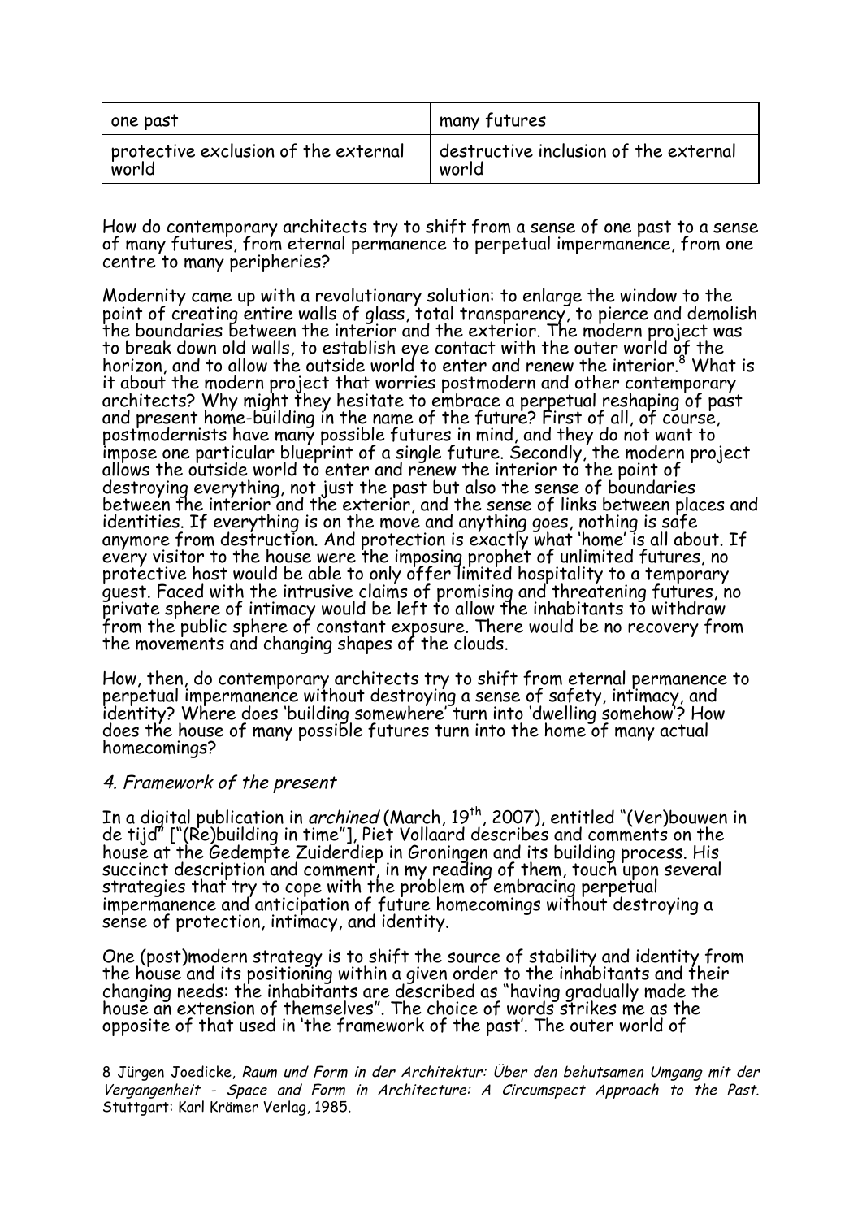| one past | many futures |
| --- | --- |
| protective exclusion of the external world | destructive inclusion of the external world |

How do contemporary architects try to shift from a sense of one past to a sense of many futures, from eternal permanence to perpetual impermanence, from one centre to many peripheries?

Modernity came up with a revolutionary solution: to enlarge the window to the point of creating entire walls of glass, total transparency, to pierce and demolish the boundaries between the interior and the exterior. The modern project was to break down old walls, to establish eye contact with the outer world of the horizon, and to allow the outside world to enter and renew the interior.[8] What is it about the modern project that worries postmodern and other contemporary architects? Why might they hesitate to embrace a perpetual reshaping of past and present home-building in the name of the future? First of all, of course, postmodernists have many possible futures in mind, and they do not want to impose one particular blueprint of a single future. Secondly, the modern project allows the outside world to enter and renew the interior to the point of destroying everything, not just the past but also the sense of boundaries between the interior and the exterior, and the sense of links between places and identities. If everything is on the move and anything goes, nothing is safe anymore from destruction. And protection is exactly what 'home' is all about. If every visitor to the house were the imposing prophet of unlimited futures, no protective host would be able to only offer limited hospitality to a temporary guest. Faced with the intrusive claims of promising and threatening futures, no private sphere of intimacy would be left to allow the inhabitants to withdraw from the public sphere of constant exposure. There would be no recovery from the movements and changing shapes of the clouds.

How, then, do contemporary architects try to shift from eternal permanence to perpetual impermanence without destroying a sense of safety, intimacy, and identity? Where does 'building somewhere' turn into 'dwelling somehow'? How does the house of many possible futures turn into the home of many actual homecomings?

### *4. Framework of the present*

In a digital publication in *archined* (March, 19th, 2007), entitled "(Ver)bouwen in de tijd" ["(Re)building in time"], Piet Vollaard describes and comments on the house at the Gedempte Zuiderdiep in Groningen and its building process. His succinct description and comment, in my reading of them, touch upon several strategies that try to cope with the problem of embracing perpetual impermanence and anticipation of future homecomings without destroying a sense of protection, intimacy, and identity.

One (post)modern strategy is to shift the source of stability and identity from the house and its positioning within a given order to the inhabitants and their changing needs: the inhabitants are described as "having gradually made the house an extension of themselves". The choice of words strikes me as the opposite of that used in 'the framework of the past'. The outer world of

---

8 Jürgen Joedicke, *Raum und Form in der Architektur: Über den behutsamen Umgang mit der Vergangenheit - Space and Form in Architecture: A Circumspect Approach to the Past.* Stuttgart: Karl Krämer Verlag, 1985.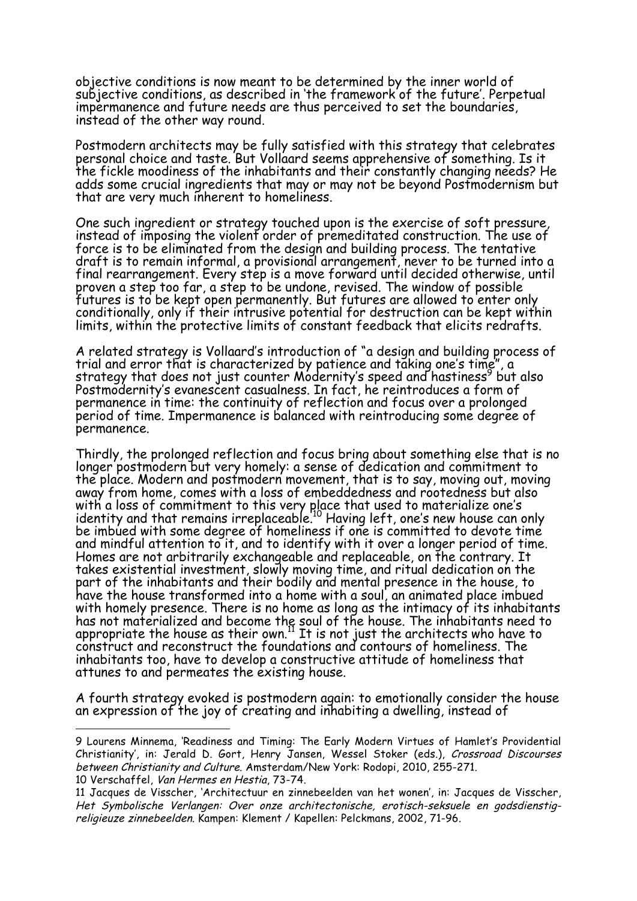objective conditions is now meant to be determined by the inner world of subjective conditions, as described in 'the framework of the future'. Perpetual impermanence and future needs are thus perceived to set the boundaries, instead of the other way round.

Postmodern architects may be fully satisfied with this strategy that celebrates personal choice and taste. But Vollaard seems apprehensive of something. Is it the fickle moodiness of the inhabitants and their constantly changing needs? He adds some crucial ingredients that may or may not be beyond Postmodernism but that are very much inherent to homeliness.

One such ingredient or strategy touched upon is the exercise of soft pressure, instead of imposing the violent order of premeditated construction. The use of force is to be eliminated from the design and building process. The tentative draft is to remain informal, a provisional arrangement, never to be turned into a final rearrangement. Every step is a move forward until decided otherwise, until proven a step too far, a step to be undone, revised. The window of possible futures is to be kept open permanently. But futures are allowed to enter only conditionally, only if their intrusive potential for destruction can be kept within limits, within the protective limits of constant feedback that elicits redrafts.

A related strategy is Vollaard's introduction of "a design and building process of trial and error that is characterized by patience and taking one's time", a strategy that does not just counter Modernity's speed and hastiness[9] but also Postmodernity's evanescent casualness. In fact, he reintroduces a form of permanence in time: the continuity of reflection and focus over a prolonged period of time. Impermanence is balanced with reintroducing some degree of permanence.

Thirdly, the prolonged reflection and focus bring about something else that is no longer postmodern but very homely: a sense of dedication and commitment to the place. Modern and postmodern movement, that is to say, moving out, moving away from home, comes with a loss of embeddedness and rootedness but also with a loss of commitment to this very place that used to materialize one's identity and that remains irreplaceable.[10] Having left, one's new house can only be imbued with some degree of homeliness if one is committed to devote time and mindful attention to it, and to identify with it over a longer period of time. Homes are not arbitrarily exchangeable and replaceable, on the contrary. It takes existential investment, slowly moving time, and ritual dedication on the part of the inhabitants and their bodily and mental presence in the house, to have the house transformed into a home with a soul, an animated place imbued with homely presence. There is no home as long as the intimacy of its inhabitants has not materialized and become the soul of the house. The inhabitants need to appropriate the house as their own.[11] It is not just the architects who have to construct and reconstruct the foundations and contours of homeliness. The inhabitants too, have to develop a constructive attitude of homeliness that attunes to and permeates the existing house.

A fourth strategy evoked is postmodern again: to emotionally consider the house an expression of the joy of creating and inhabiting a dwelling, instead of

---

9 Lourens Minnema, 'Readiness and Timing: The Early Modern Virtues of Hamlet's Providential Christianity', in: Jerald D. Gort, Henry Jansen, Wessel Stoker (eds.), *Crossroad Discourses between Christianity and Culture*. Amsterdam/New York: Rodopi, 2010, 255-271.

10 Verschaffel, *Van Hermes en Hestia*, 73-74.

11 Jacques de Visscher, 'Architectuur en zinnebeelden van het wonen', in: Jacques de Visscher, *Het Symbolische Verlangen: Over onze architectonische, erotisch-seksuele en godsdienstig-religieuze zinnebeelden*. Kampen: Klement / Kapellen: Pelckmans, 2002, 71-96.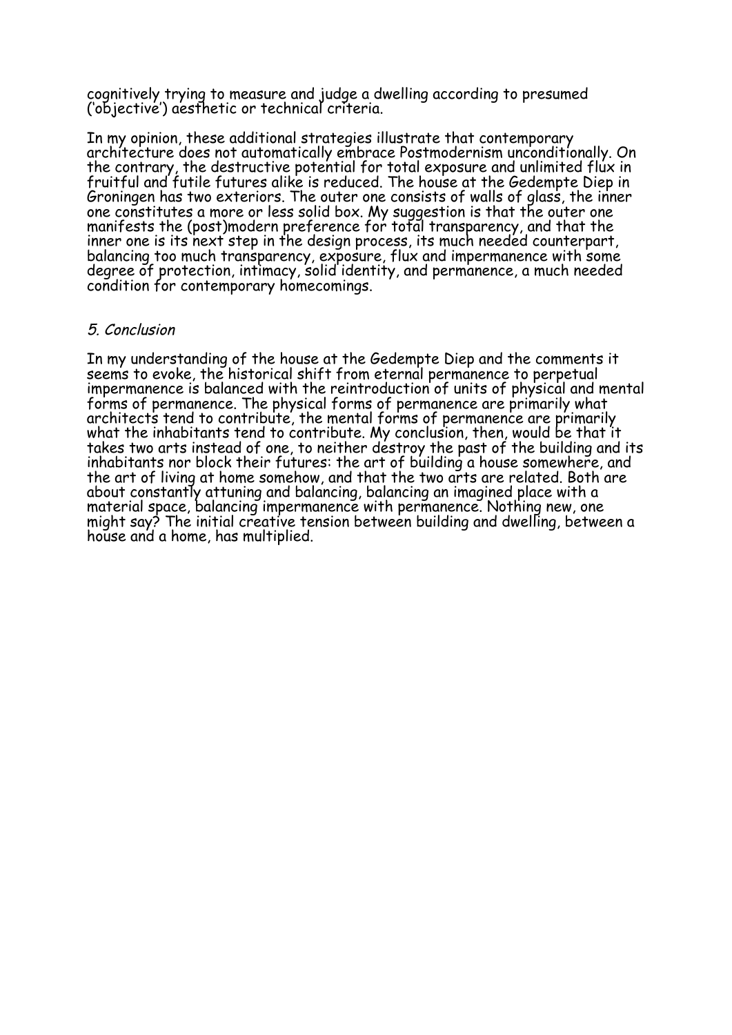cognitively trying to measure and judge a dwelling according to presumed ('objective') aesthetic or technical criteria.

In my opinion, these additional strategies illustrate that contemporary architecture does not automatically embrace Postmodernism unconditionally. On the contrary, the destructive potential for total exposure and unlimited flux in fruitful and futile futures alike is reduced. The house at the Gedempte Diep in Groningen has two exteriors. The outer one consists of walls of glass, the inner one constitutes a more or less solid box. My suggestion is that the outer one manifests the (post)modern preference for total transparency, and that the inner one is its next step in the design process, its much needed counterpart, balancing too much transparency, exposure, flux and impermanence with some degree of protection, intimacy, solid identity, and permanence, a much needed condition for contemporary homecomings.

## *5. Conclusion*

In my understanding of the house at the Gedempte Diep and the comments it seems to evoke, the historical shift from eternal permanence to perpetual impermanence is balanced with the reintroduction of units of physical and mental forms of permanence. The physical forms of permanence are primarily what architects tend to contribute, the mental forms of permanence are primarily what the inhabitants tend to contribute. My conclusion, then, would be that it takes two arts instead of one, to neither destroy the past of the building and its inhabitants nor block their futures: the art of building a house somewhere, and the art of living at home somehow, and that the two arts are related. Both are about constantly attuning and balancing, balancing an imagined place with a material space, balancing impermanence with permanence. Nothing new, one might say? The initial creative tension between building and dwelling, between a house and a home, has multiplied.